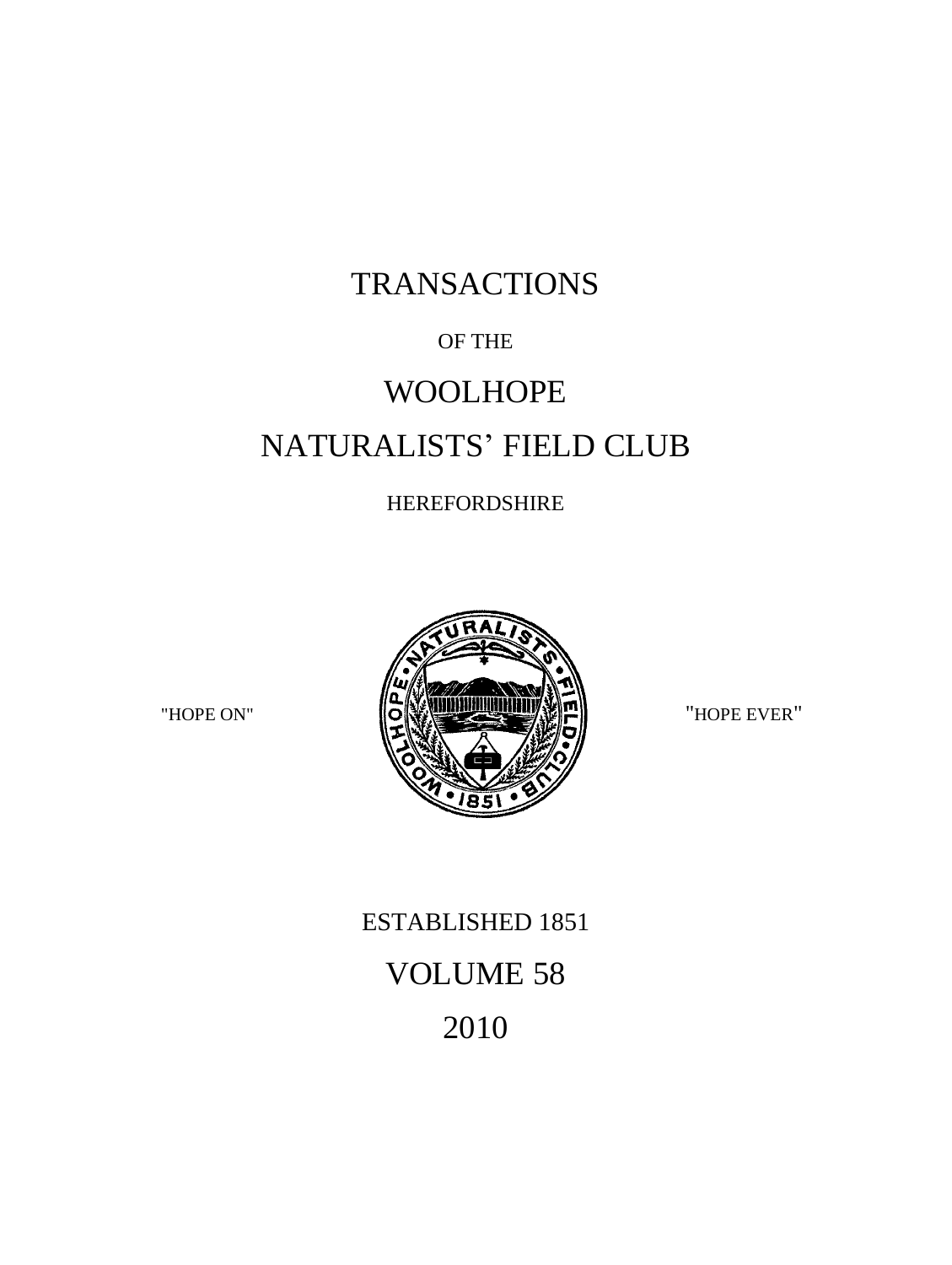# TRANSACTIONS

OF THE

# WOOLHOPE

# NATURALISTS' FIELD CLUB

HEREFORDSHIRE

"HOPE ON" "HOPE EVER"

ESTABLISHED 1851

VOLUME 58

2010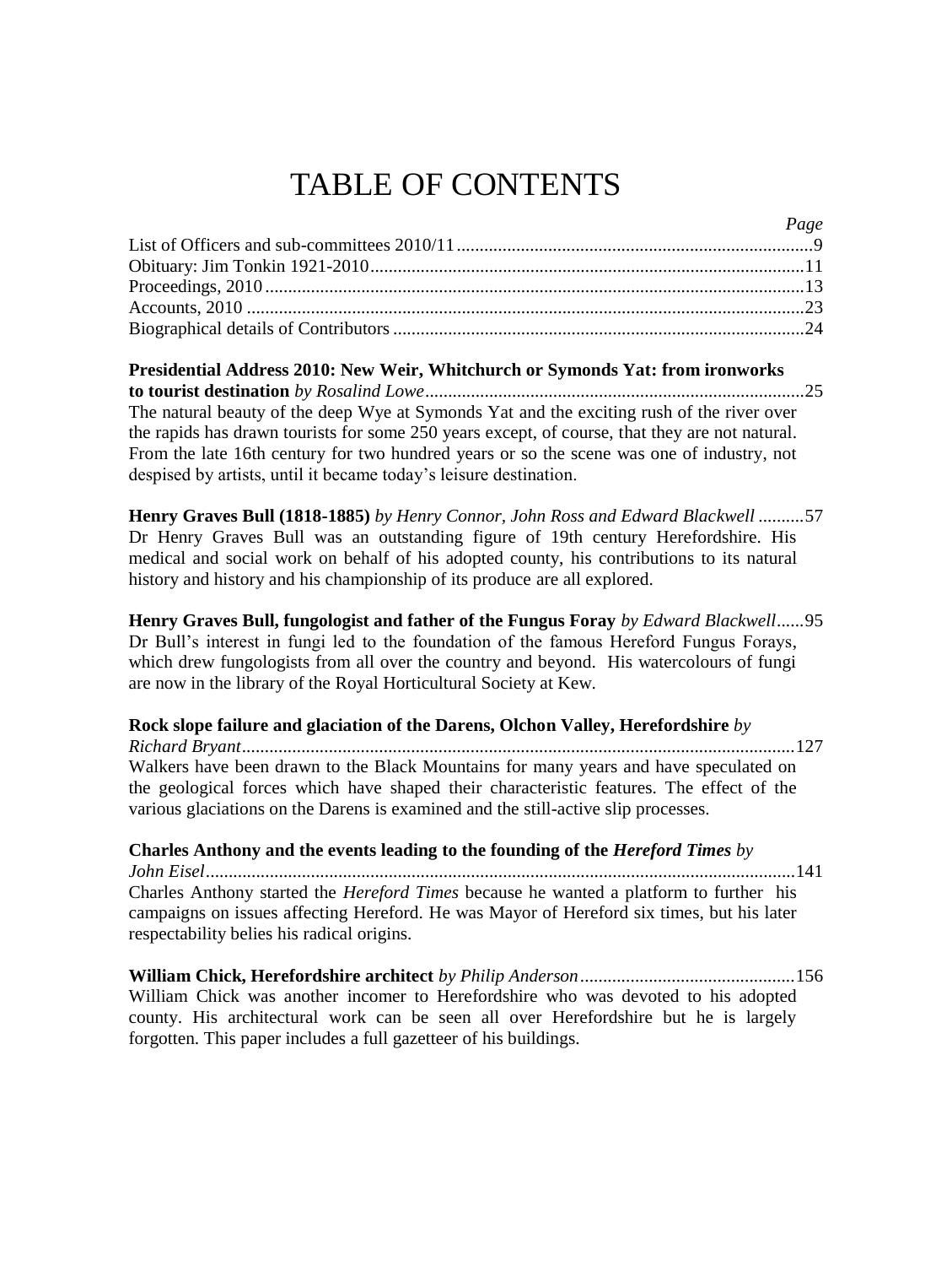# TABLE OF CONTENTS

*Page*

List of Officers and sub-committees 2010/11 ... 9
Obituary: Jim Tonkin 1921-2010 ... 11
Proceedings, 2010 ... 13
Accounts, 2010 ... 23
Biographical details of Contributors ... 24

**Presidential Address 2010: New Weir, Whitchurch or Symonds Yat: from ironworks to tourist destination** *by Rosalind Lowe* ... 25
The natural beauty of the deep Wye at Symonds Yat and the exciting rush of the river over the rapids has drawn tourists for some 250 years except, of course, that they are not natural. From the late 16th century for two hundred years or so the scene was one of industry, not despised by artists, until it became today's leisure destination.

**Henry Graves Bull (1818-1885)** *by Henry Connor, John Ross and Edward Blackwell* ... 57
Dr Henry Graves Bull was an outstanding figure of 19th century Herefordshire. His medical and social work on behalf of his adopted county, his contributions to its natural history and history and his championship of its produce are all explored.

**Henry Graves Bull, fungologist and father of the Fungus Foray** *by Edward Blackwell* ... 95
Dr Bull's interest in fungi led to the foundation of the famous Hereford Fungus Forays, which drew fungologists from all over the country and beyond. His watercolours of fungi are now in the library of the Royal Horticultural Society at Kew.

**Rock slope failure and glaciation of the Darens, Olchon Valley, Herefordshire** *by Richard Bryant* ... 127
Walkers have been drawn to the Black Mountains for many years and have speculated on the geological forces which have shaped their characteristic features. The effect of the various glaciations on the Darens is examined and the still-active slip processes.

**Charles Anthony and the events leading to the founding of the *Hereford Times*** *by John Eisel* ... 141
Charles Anthony started the *Hereford Times* because he wanted a platform to further his campaigns on issues affecting Hereford. He was Mayor of Hereford six times, but his later respectability belies his radical origins.

**William Chick, Herefordshire architect** *by Philip Anderson* ... 156
William Chick was another incomer to Herefordshire who was devoted to his adopted county. His architectural work can be seen all over Herefordshire but he is largely forgotten. This paper includes a full gazetteer of his buildings.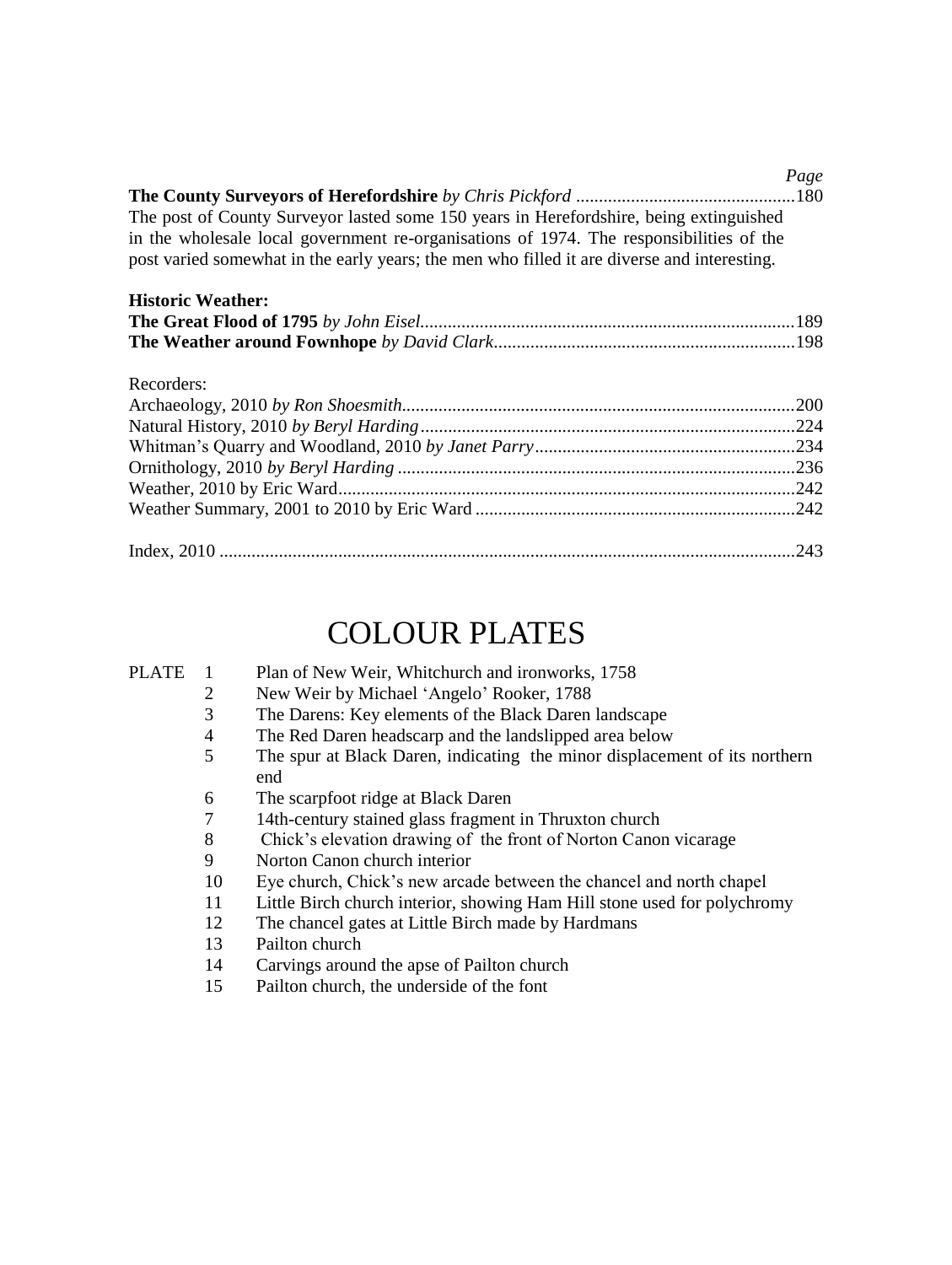*Page*

**The County Surveyors of Herefordshire** *by Chris Pickford* ................................................180
The post of County Surveyor lasted some 150 years in Herefordshire, being extinguished in the wholesale local government re-organisations of 1974. The responsibilities of the post varied somewhat in the early years; the men who filled it are diverse and interesting.

**Historic Weather:**
**The Great Flood of 1795** *by John Eisel*.................................................................................189
**The Weather around Fownhope** *by David Clark*..................................................................198

Recorders:
Archaeology, 2010 *by Ron Shoesmith*......................................................................................200
Natural History, 2010 *by Beryl Harding*..................................................................................224
Whitman's Quarry and Woodland, 2010 *by Janet Parry*.........................................................234
Ornithology, 2010 *by Beryl Harding* .......................................................................................236
Weather, 2010 by Eric Ward.....................................................................................................242
Weather Summary, 2001 to 2010 by Eric Ward ......................................................................242

Index, 2010 ..............................................................................................................................243

# COLOUR PLATES

PLATE 1 Plan of New Weir, Whitchurch and ironworks, 1758
2 New Weir by Michael 'Angelo' Rooker, 1788
3 The Darens: Key elements of the Black Daren landscape
4 The Red Daren headscarp and the landslipped area below
5 The spur at Black Daren, indicating the minor displacement of its northern end
6 The scarpfoot ridge at Black Daren
7 14th-century stained glass fragment in Thruxton church
8 Chick's elevation drawing of the front of Norton Canon vicarage
9 Norton Canon church interior
10 Eye church, Chick's new arcade between the chancel and north chapel
11 Little Birch church interior, showing Ham Hill stone used for polychromy
12 The chancel gates at Little Birch made by Hardmans
13 Pailton church
14 Carvings around the apse of Pailton church
15 Pailton church, the underside of the font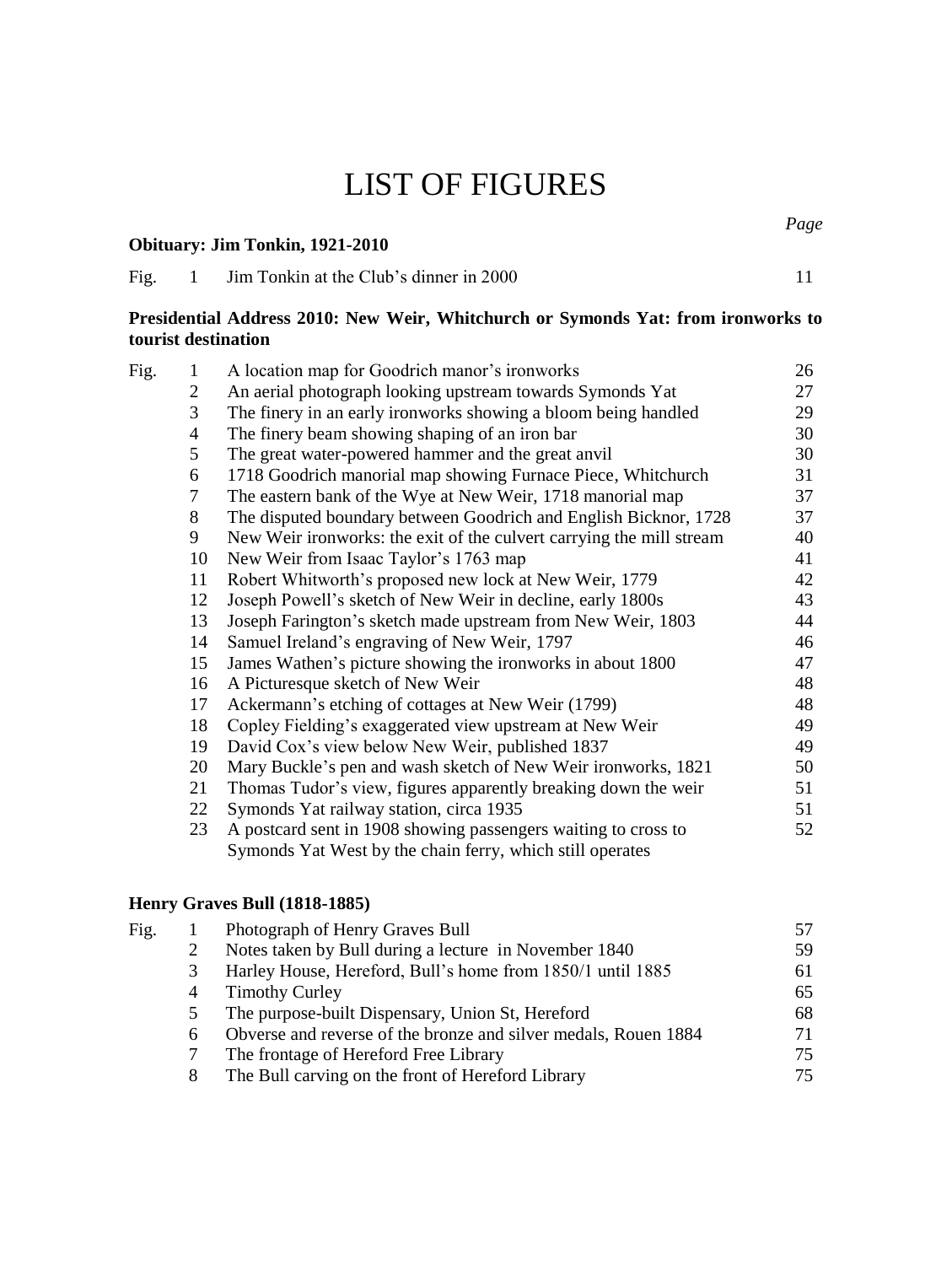# LIST OF FIGURES

*Page*

**Obituary: Jim Tonkin, 1921-2010**

| Fig. | | | Page |
|---|---|---|---|
| Fig. | 1 | Jim Tonkin at the Club's dinner in 2000 | 11 |

**Presidential Address 2010: New Weir, Whitchurch or Symonds Yat: from ironworks to tourist destination**

| Fig. | | | Page |
|---|---|---|---|
| Fig. | 1 | A location map for Goodrich manor's ironworks | 26 |
| | 2 | An aerial photograph looking upstream towards Symonds Yat | 27 |
| | 3 | The finery in an early ironworks showing a bloom being handled | 29 |
| | 4 | The finery beam showing shaping of an iron bar | 30 |
| | 5 | The great water-powered hammer and the great anvil | 30 |
| | 6 | 1718 Goodrich manorial map showing Furnace Piece, Whitchurch | 31 |
| | 7 | The eastern bank of the Wye at New Weir, 1718 manorial map | 37 |
| | 8 | The disputed boundary between Goodrich and English Bicknor, 1728 | 37 |
| | 9 | New Weir ironworks: the exit of the culvert carrying the mill stream | 40 |
| | 10 | New Weir from Isaac Taylor's 1763 map | 41 |
| | 11 | Robert Whitworth's proposed new lock at New Weir, 1779 | 42 |
| | 12 | Joseph Powell's sketch of New Weir in decline, early 1800s | 43 |
| | 13 | Joseph Farington's sketch made upstream from New Weir, 1803 | 44 |
| | 14 | Samuel Ireland's engraving of New Weir, 1797 | 46 |
| | 15 | James Wathen's picture showing the ironworks in about 1800 | 47 |
| | 16 | A Picturesque sketch of New Weir | 48 |
| | 17 | Ackermann's etching of cottages at New Weir (1799) | 48 |
| | 18 | Copley Fielding's exaggerated view upstream at New Weir | 49 |
| | 19 | David Cox's view below New Weir, published 1837 | 49 |
| | 20 | Mary Buckle's pen and wash sketch of New Weir ironworks, 1821 | 50 |
| | 21 | Thomas Tudor's view, figures apparently breaking down the weir | 51 |
| | 22 | Symonds Yat railway station, circa 1935 | 51 |
| | 23 | A postcard sent in 1908 showing passengers waiting to cross to Symonds Yat West by the chain ferry, which still operates | 52 |

**Henry Graves Bull (1818-1885)**

| Fig. | | | Page |
|---|---|---|---|
| Fig. | 1 | Photograph of Henry Graves Bull | 57 |
| | 2 | Notes taken by Bull during a lecture in November 1840 | 59 |
| | 3 | Harley House, Hereford, Bull's home from 1850/1 until 1885 | 61 |
| | 4 | Timothy Curley | 65 |
| | 5 | The purpose-built Dispensary, Union St, Hereford | 68 |
| | 6 | Obverse and reverse of the bronze and silver medals, Rouen 1884 | 71 |
| | 7 | The frontage of Hereford Free Library | 75 |
| | 8 | The Bull carving on the front of Hereford Library | 75 |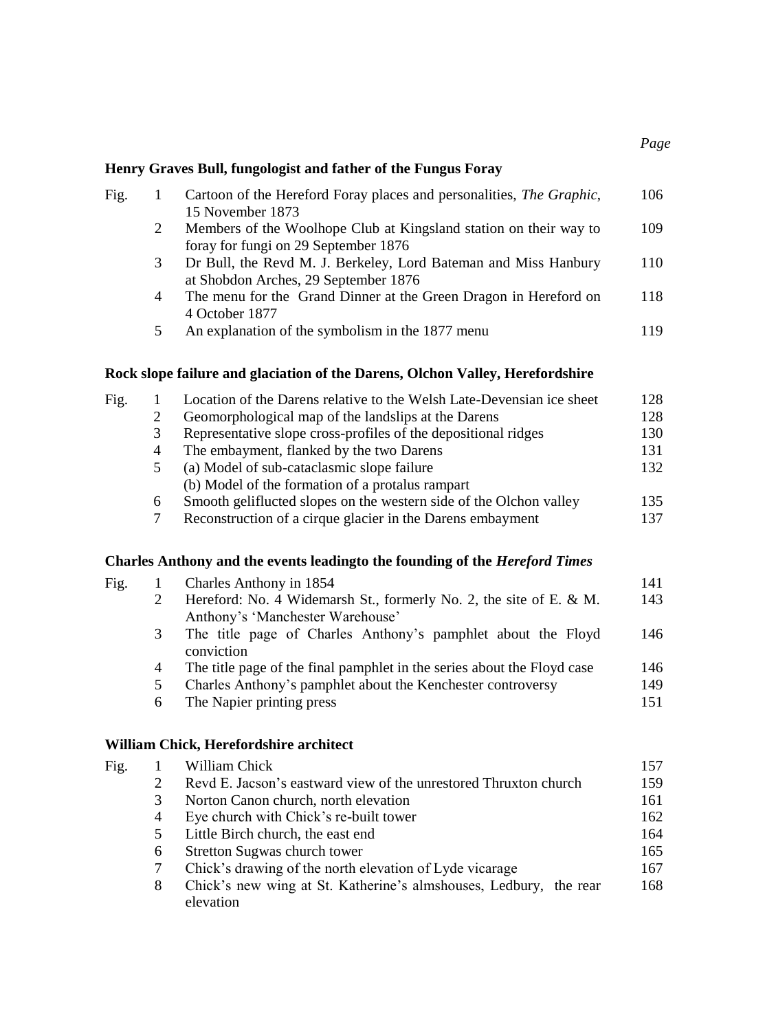*Page*

**Henry Graves Bull, fungologist and father of the Fungus Foray**

| | | | |
|---|---|---|---|
| Fig. | 1 | Cartoon of the Hereford Foray places and personalities, *The Graphic*, 15 November 1873 | 106 |
| | 2 | Members of the Woolhope Club at Kingsland station on their way to foray for fungi on 29 September 1876 | 109 |
| | 3 | Dr Bull, the Revd M. J. Berkeley, Lord Bateman and Miss Hanbury at Shobdon Arches, 29 September 1876 | 110 |
| | 4 | The menu for the Grand Dinner at the Green Dragon in Hereford on 4 October 1877 | 118 |
| | 5 | An explanation of the symbolism in the 1877 menu | 119 |

**Rock slope failure and glaciation of the Darens, Olchon Valley, Herefordshire**

| | | | |
|---|---|---|---|
| Fig. | 1 | Location of the Darens relative to the Welsh Late-Devensian ice sheet | 128 |
| | 2 | Geomorphological map of the landslips at the Darens | 128 |
| | 3 | Representative slope cross-profiles of the depositional ridges | 130 |
| | 4 | The embayment, flanked by the two Darens | 131 |
| | 5 | (a) Model of sub-cataclasmic slope failure<br>(b) Model of the formation of a protalus rampart | 132 |
| | 6 | Smooth geliflucted slopes on the western side of the Olchon valley | 135 |
| | 7 | Reconstruction of a cirque glacier in the Darens embayment | 137 |

**Charles Anthony and the events leadingto the founding of the *Hereford Times***

| | | | |
|---|---|---|---|
| Fig. | 1 | Charles Anthony in 1854 | 141 |
| | 2 | Hereford: No. 4 Widemarsh St., formerly No. 2, the site of E. & M. Anthony's 'Manchester Warehouse' | 143 |
| | 3 | The title page of Charles Anthony's pamphlet about the Floyd conviction | 146 |
| | 4 | The title page of the final pamphlet in the series about the Floyd case | 146 |
| | 5 | Charles Anthony's pamphlet about the Kenchester controversy | 149 |
| | 6 | The Napier printing press | 151 |

**William Chick, Herefordshire architect**

| | | | |
|---|---|---|---|
| Fig. | 1 | William Chick | 157 |
| | 2 | Revd E. Jacson's eastward view of the unrestored Thruxton church | 159 |
| | 3 | Norton Canon church, north elevation | 161 |
| | 4 | Eye church with Chick's re-built tower | 162 |
| | 5 | Little Birch church, the east end | 164 |
| | 6 | Stretton Sugwas church tower | 165 |
| | 7 | Chick's drawing of the north elevation of Lyde vicarage | 167 |
| | 8 | Chick's new wing at St. Katherine's almshouses, Ledbury, the rear elevation | 168 |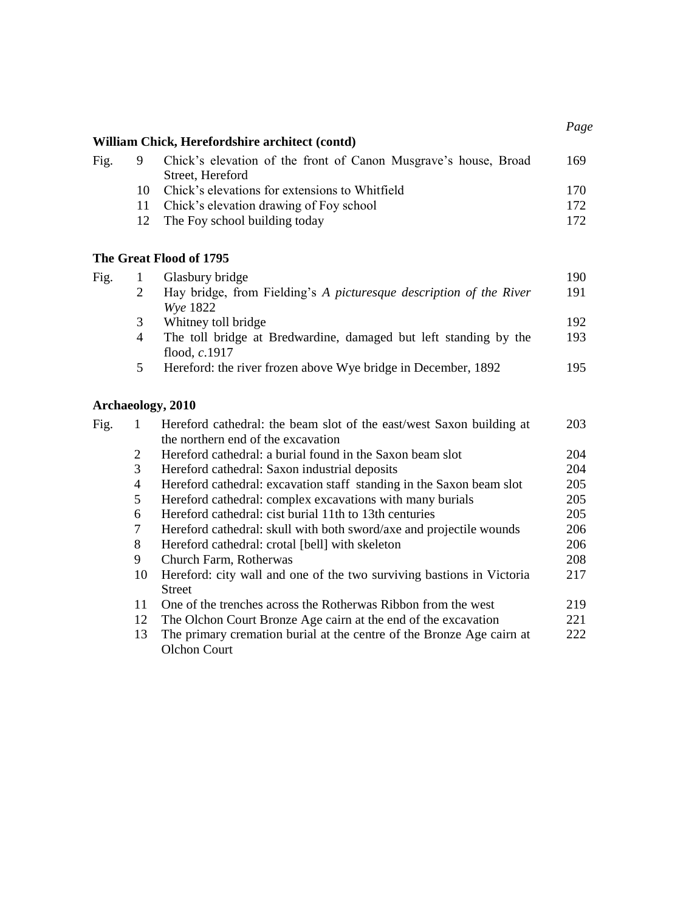| | | | Page |
|---|---|---|---|
| **William Chick, Herefordshire architect (contd)** | | | |
| Fig. | 9 | Chick's elevation of the front of Canon Musgrave's house, Broad Street, Hereford | 169 |
| | 10 | Chick's elevations for extensions to Whitfield | 170 |
| | 11 | Chick's elevation drawing of Foy school | 172 |
| | 12 | The Foy school building today | 172 |
| **The Great Flood of 1795** | | | |
| Fig. | 1 | Glasbury bridge | 190 |
| | 2 | Hay bridge, from Fielding's *A picturesque description of the River Wye* 1822 | 191 |
| | 3 | Whitney toll bridge | 192 |
| | 4 | The toll bridge at Bredwardine, damaged but left standing by the flood, *c*.1917 | 193 |
| | 5 | Hereford: the river frozen above Wye bridge in December, 1892 | 195 |
| **Archaeology, 2010** | | | |
| Fig. | 1 | Hereford cathedral: the beam slot of the east/west Saxon building at the northern end of the excavation | 203 |
| | 2 | Hereford cathedral: a burial found in the Saxon beam slot | 204 |
| | 3 | Hereford cathedral: Saxon industrial deposits | 204 |
| | 4 | Hereford cathedral: excavation staff standing in the Saxon beam slot | 205 |
| | 5 | Hereford cathedral: complex excavations with many burials | 205 |
| | 6 | Hereford cathedral: cist burial 11th to 13th centuries | 205 |
| | 7 | Hereford cathedral: skull with both sword/axe and projectile wounds | 206 |
| | 8 | Hereford cathedral: crotal [bell] with skeleton | 206 |
| | 9 | Church Farm, Rotherwas | 208 |
| | 10 | Hereford: city wall and one of the two surviving bastions in Victoria Street | 217 |
| | 11 | One of the trenches across the Rotherwas Ribbon from the west | 219 |
| | 12 | The Olchon Court Bronze Age cairn at the end of the excavation | 221 |
| | 13 | The primary cremation burial at the centre of the Bronze Age cairn at Olchon Court | 222 |